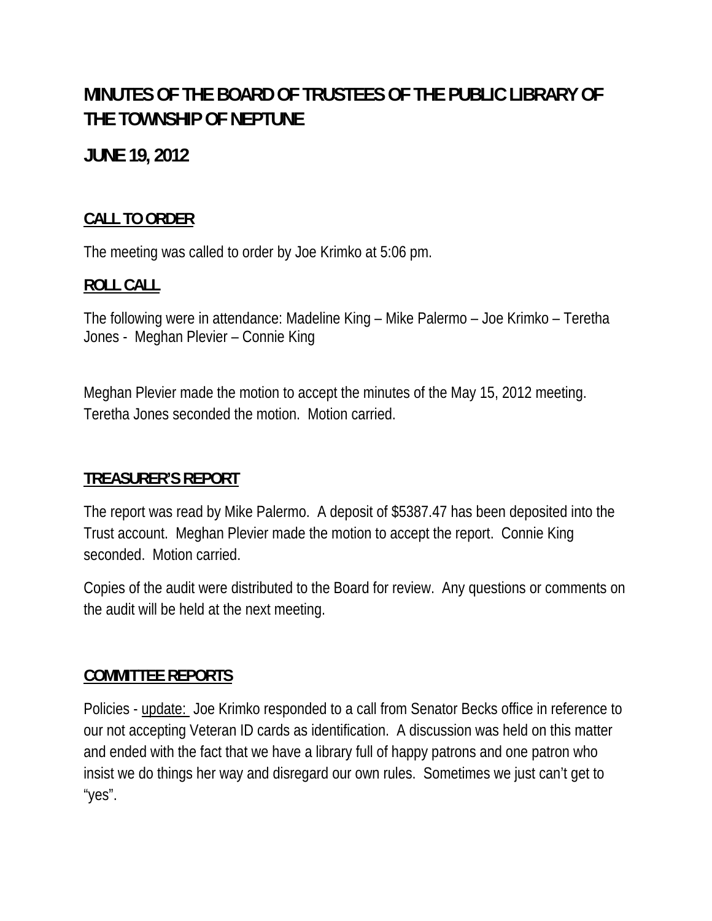# MINUTES OF THE BOARD OF TRUSTEES OF THE PUBLIC LIBRARY OF THE TOWNSHIP OF NEPTUNE

## JUNE 19, 2012

### CALL TO ORDER

The meeting was called to order by Joe Krimko at 5:06 pm.

### ROLL CALL

The following were in attendance: Madeline King – Mike Palermo – Joe Krimko – Teretha Jones - Meghan Plevier – Connie King

Meghan Plevier made the motion to accept the minutes of the May 15, 2012 meeting. Teretha Jones seconded the motion. Motion carried.

### TREASURER'S REPORT

The report was read by Mike Palermo. A deposit of $5387.47 has been deposited into the Trust account. Meghan Plevier made the motion to accept the report. Connie King seconded. Motion carried.

Copies of the audit were distributed to the Board for review. Any questions or comments on the audit will be held at the next meeting.

### COMMITTEE REPORTS

Policies - update: Joe Krimko responded to a call from Senator Becks office in reference to our not accepting Veteran ID cards as identification. A discussion was held on this matter and ended with the fact that we have a library full of happy patrons and one patron who insist we do things her way and disregard our own rules. Sometimes we just can't get to "yes".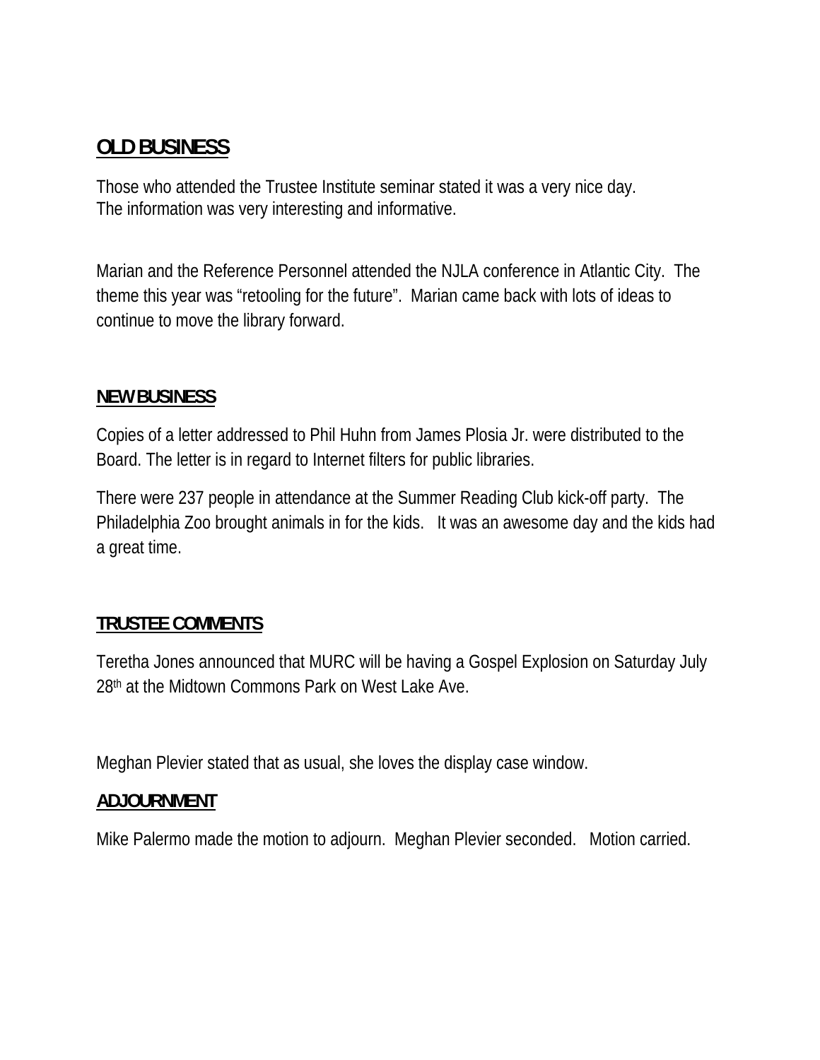## OLD BUSINESS

Those who attended the Trustee Institute seminar stated it was a very nice day. The information was very interesting and informative.

Marian and the Reference Personnel attended the NJLA conference in Atlantic City. The theme this year was "retooling for the future". Marian came back with lots of ideas to continue to move the library forward.

## NEW BUSINESS

Copies of a letter addressed to Phil Huhn from James Plosia Jr. were distributed to the Board. The letter is in regard to Internet filters for public libraries.

There were 237 people in attendance at the Summer Reading Club kick-off party. The Philadelphia Zoo brought animals in for the kids. It was an awesome day and the kids had a great time.

## TRUSTEE COMMENTS

Teretha Jones announced that MURC will be having a Gospel Explosion on Saturday July 28th at the Midtown Commons Park on West Lake Ave.

Meghan Plevier stated that as usual, she loves the display case window.

## ADJOURNMENT

Mike Palermo made the motion to adjourn. Meghan Plevier seconded. Motion carried.